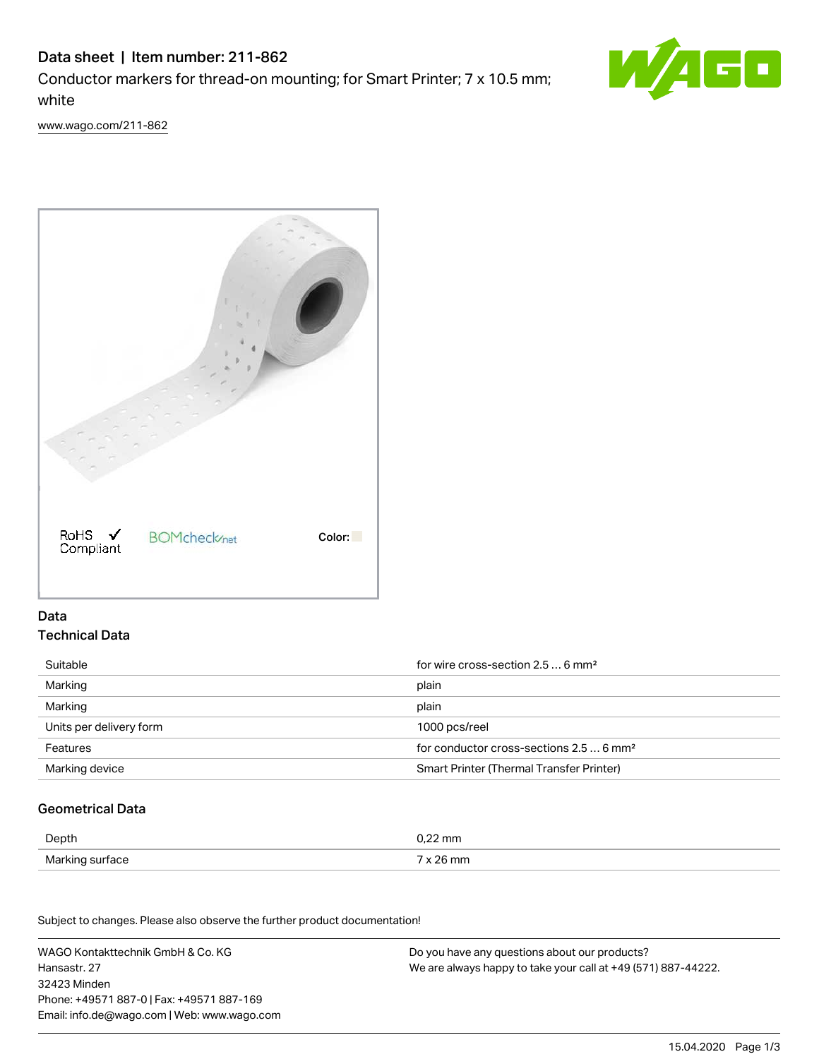# Data sheet | Item number: 211-862

Conductor markers for thread-on mounting; for Smart Printer; 7 x 10.5 mm; white

www.wago.com/211-862

RoHS ✓ Compliant BOMcheck.net Color:

## Data

### Technical Data

| | |
|---|---|
| Suitable | for wire cross-section 2.5 … 6 mm² |
| Marking | plain |
| Marking | plain |
| Units per delivery form | 1000 pcs/reel |
| Features | for conductor cross-sections 2.5 … 6 mm² |
| Marking device | Smart Printer (Thermal Transfer Printer) |

### Geometrical Data

| | |
|---|---|
| Depth | 0,22 mm |
| Marking surface | 7 x 26 mm |

Subject to changes. Please also observe the further product documentation!

WAGO Kontakttechnik GmbH & Co. KG
Hansastr. 27
32423 Minden
Phone: +49571 887-0 | Fax: +49571 887-169
Email: info.de@wago.com | Web: www.wago.com

Do you have any questions about our products?
We are always happy to take your call at +49 (571) 887-44222.

15.04.2020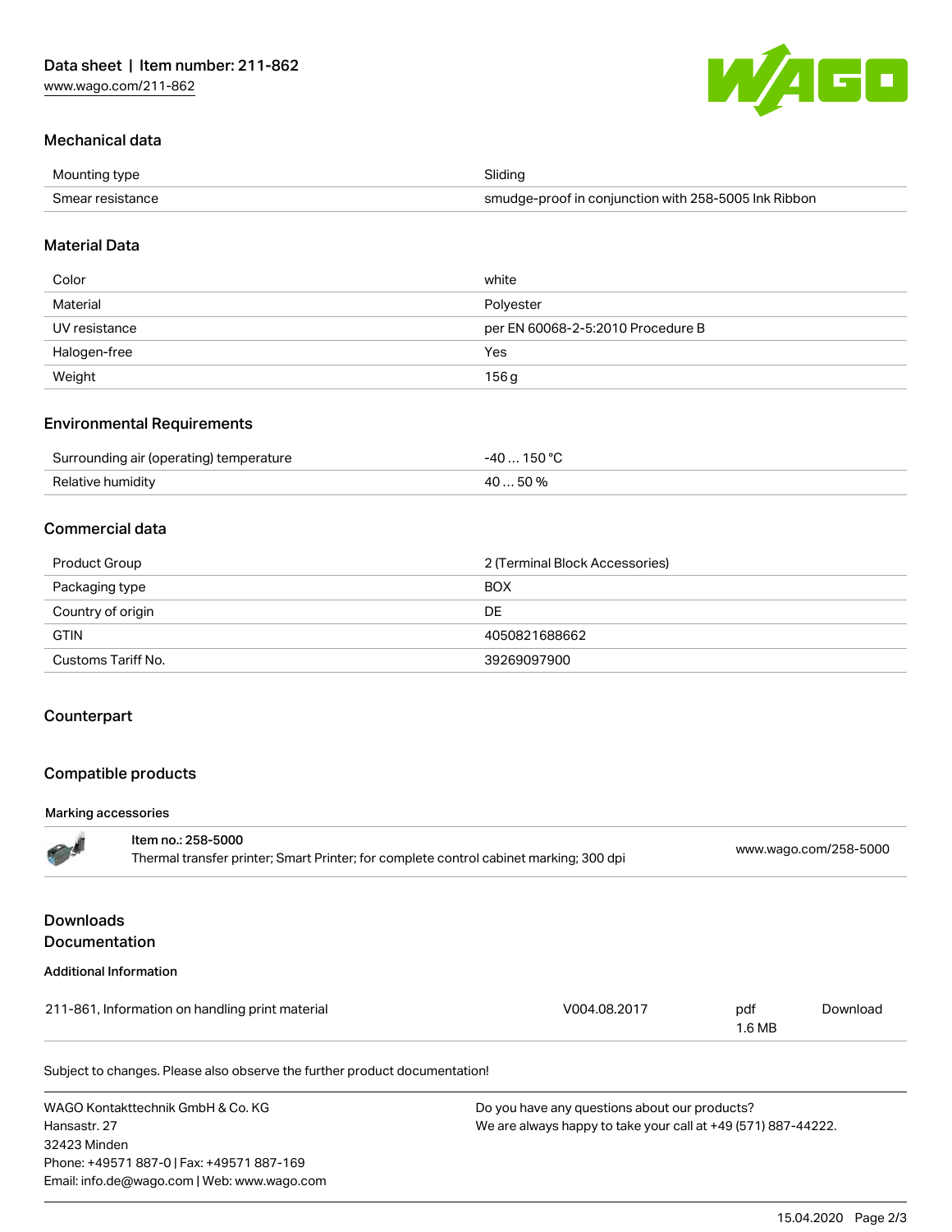## Mechanical data

| | |
|---|---|
| Mounting type | Sliding |
| Smear resistance | smudge-proof in conjunction with 258-5005 Ink Ribbon |

## Material Data

| | |
|---|---|
| Color | white |
| Material | Polyester |
| UV resistance | per EN 60068-2-5:2010 Procedure B |
| Halogen-free | Yes |
| Weight | 156 g |

## Environmental Requirements

| | |
|---|---|
| Surrounding air (operating) temperature | -40 … 150 °C |
| Relative humidity | 40 … 50 % |

## Commercial data

| | |
|---|---|
| Product Group | 2 (Terminal Block Accessories) |
| Packaging type | BOX |
| Country of origin | DE |
| GTIN | 4050821688662 |
| Customs Tariff No. | 39269097900 |

## Counterpart

## Compatible products

### Marking accessories

| | |
|---|---|
| **Item no.: 258-5000**<br>Thermal transfer printer; Smart Printer; for complete control cabinet marking; 300 dpi | www.wago.com/258-5000 |

## Downloads
## Documentation

### Additional Information

| | | | |
|---|---|---|---|
| 211-861, Information on handling print material | V004.08.2017 | pdf<br>1.6 MB | Download |

Subject to changes. Please also observe the further product documentation!

WAGO Kontakttechnik GmbH & Co. KG
Hansastr. 27
32423 Minden
Phone: +49571 887-0 | Fax: +49571 887-169
Email: info.de@wago.com | Web: www.wago.com

Do you have any questions about our products?
We are always happy to take your call at +49 (571) 887-44222.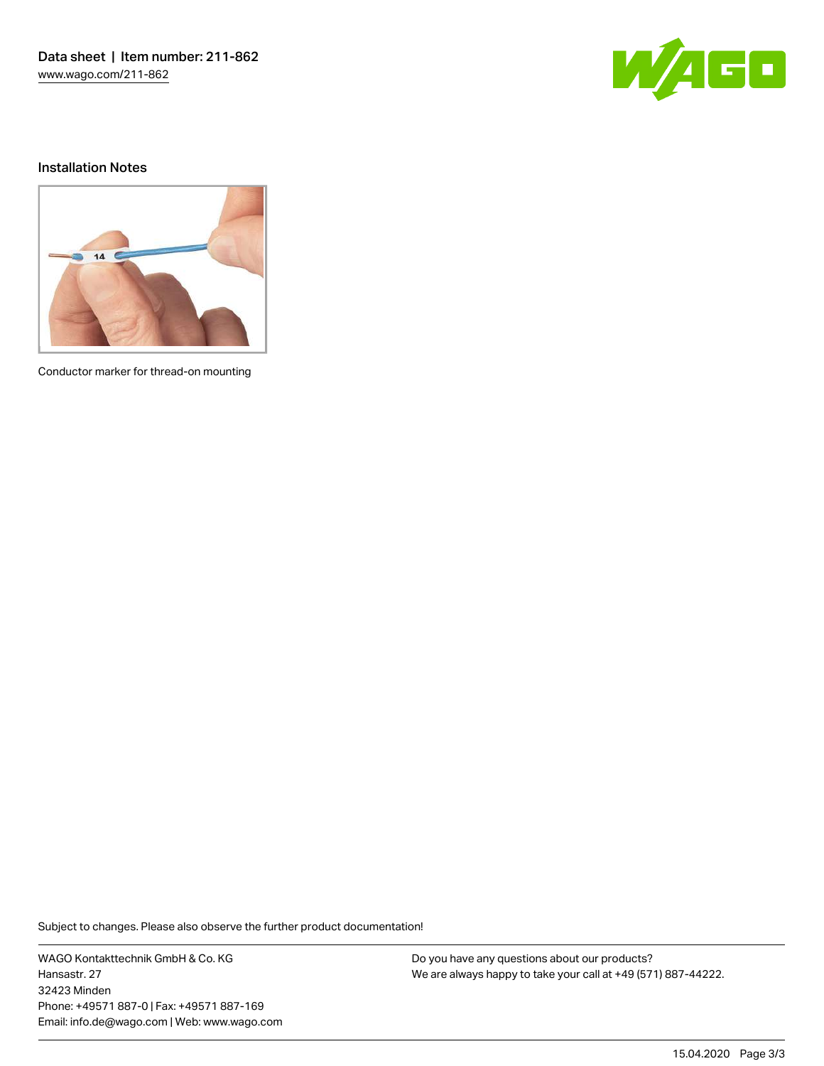Data sheet | Item number: 211-862
www.wago.com/211-862

## Installation Notes

Conductor marker for thread-on mounting

Subject to changes. Please also observe the further product documentation!

WAGO Kontakttechnik GmbH & Co. KG
Hansastr. 27
32423 Minden
Phone: +49571 887-0 | Fax: +49571 887-169
Email: info.de@wago.com | Web: www.wago.com

Do you have any questions about our products?
We are always happy to take your call at +49 (571) 887-44222.

15.04.2020